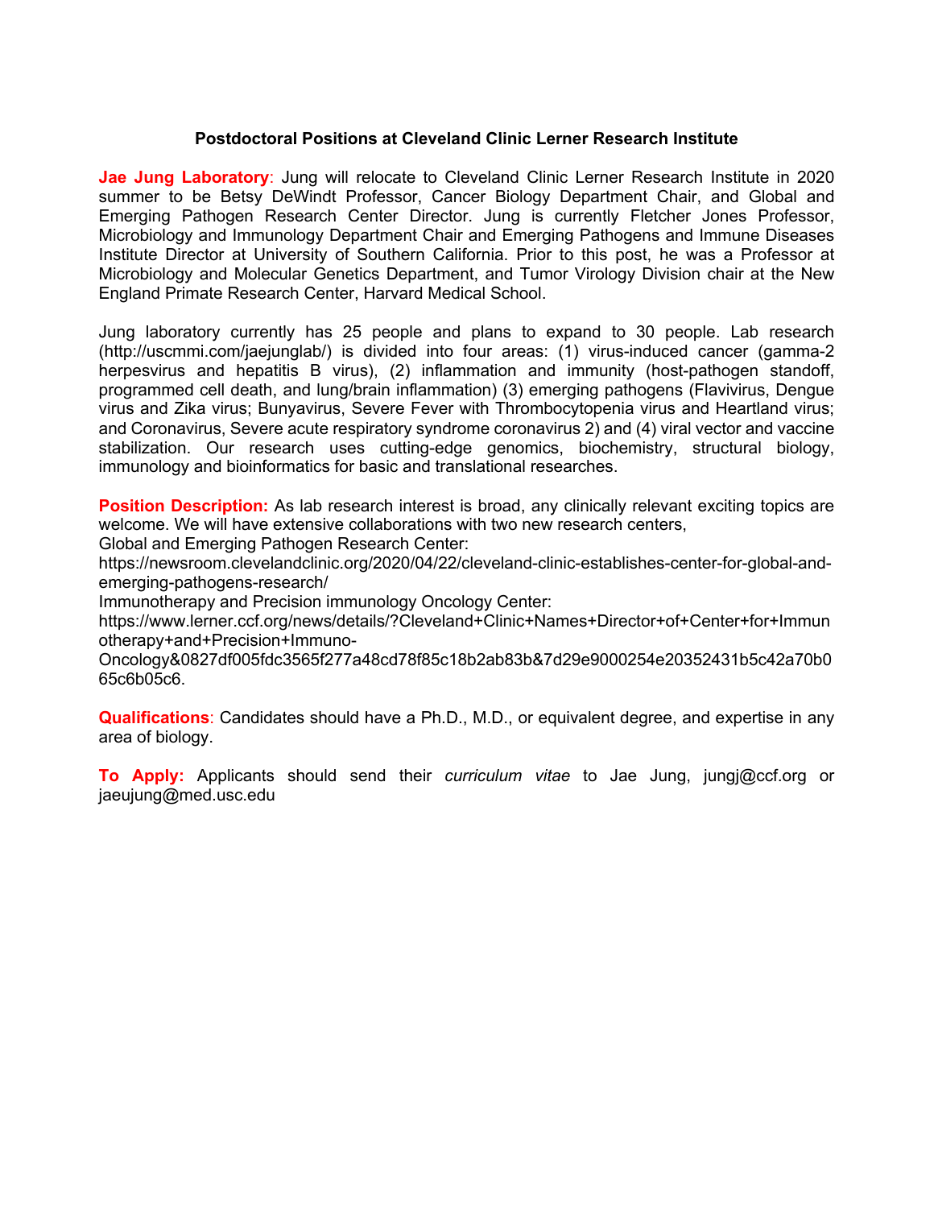**Postdoctoral Positions at Cleveland Clinic Lerner Research Institute**

**Jae Jung Laboratory**: Jung will relocate to Cleveland Clinic Lerner Research Institute in 2020 summer to be Betsy DeWindt Professor, Cancer Biology Department Chair, and Global and Emerging Pathogen Research Center Director. Jung is currently Fletcher Jones Professor, Microbiology and Immunology Department Chair and Emerging Pathogens and Immune Diseases Institute Director at University of Southern California. Prior to this post, he was a Professor at Microbiology and Molecular Genetics Department, and Tumor Virology Division chair at the New England Primate Research Center, Harvard Medical School.

Jung laboratory currently has 25 people and plans to expand to 30 people. Lab research (http://uscmmi.com/jaejunglab/) is divided into four areas: (1) virus-induced cancer (gamma-2 herpesvirus and hepatitis B virus), (2) inflammation and immunity (host-pathogen standoff, programmed cell death, and lung/brain inflammation) (3) emerging pathogens (Flavivirus, Dengue virus and Zika virus; Bunyavirus, Severe Fever with Thrombocytopenia virus and Heartland virus; and Coronavirus, Severe acute respiratory syndrome coronavirus 2) and (4) viral vector and vaccine stabilization. Our research uses cutting-edge genomics, biochemistry, structural biology, immunology and bioinformatics for basic and translational researches.

**Position Description:** As lab research interest is broad, any clinically relevant exciting topics are welcome. We will have extensive collaborations with two new research centers,
Global and Emerging Pathogen Research Center:
https://newsroom.clevelandclinic.org/2020/04/22/cleveland-clinic-establishes-center-for-global-and-emerging-pathogens-research/
Immunotherapy and Precision immunology Oncology Center:
https://www.lerner.ccf.org/news/details/?Cleveland+Clinic+Names+Director+of+Center+for+Immunotherapy+and+Precision+Immuno-Oncology&0827df005fdc3565f277a48cd78f85c18b2ab83b&7d29e9000254e20352431b5c42a70b065c6b05c6.

**Qualifications**: Candidates should have a Ph.D., M.D., or equivalent degree, and expertise in any area of biology.

**To Apply:** Applicants should send their *curriculum vitae* to Jae Jung, jungj@ccf.org or jaeujung@med.usc.edu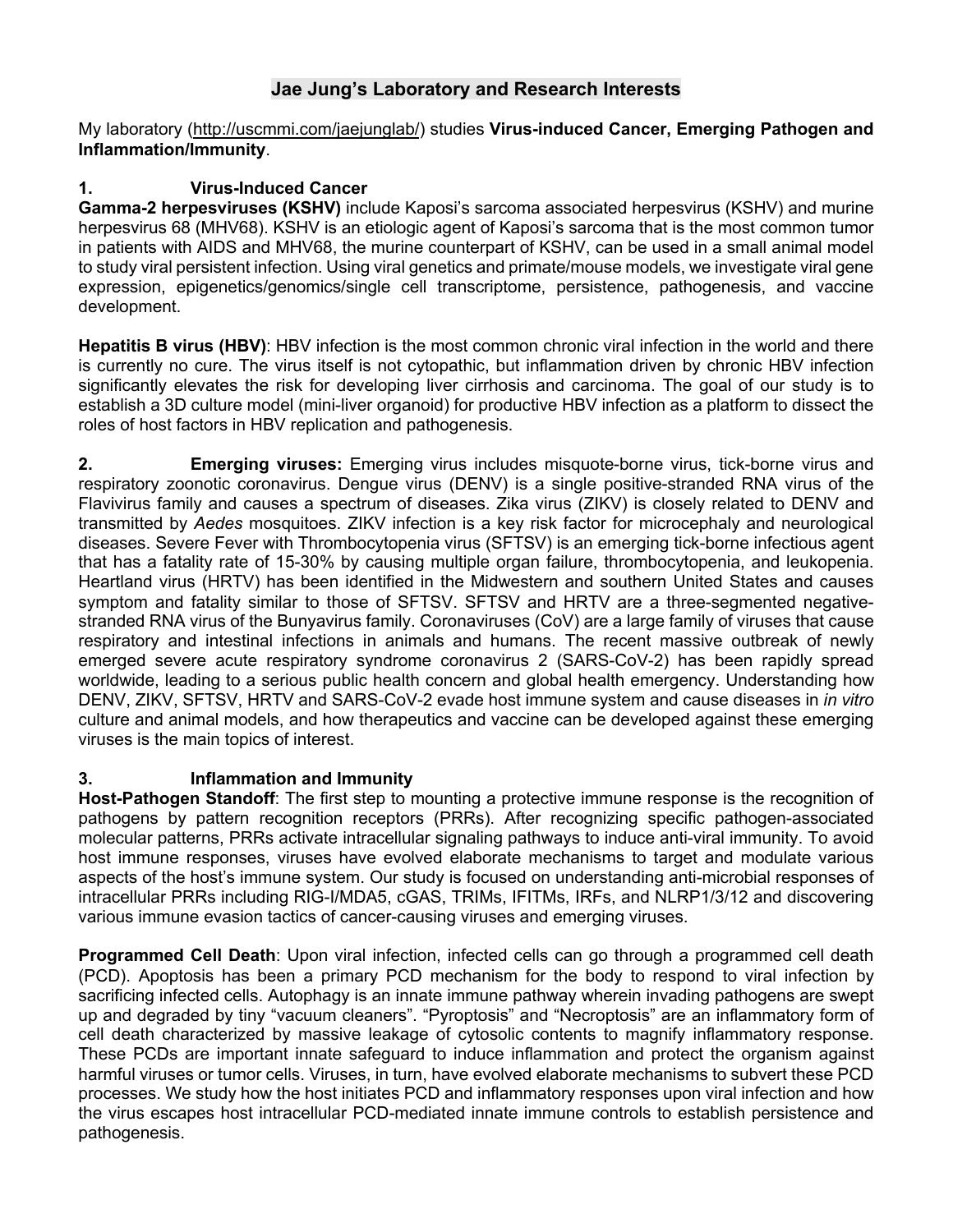## Jae Jung's Laboratory and Research Interests

My laboratory (http://uscmmi.com/jaejunglab/) studies **Virus-induced Cancer, Emerging Pathogen and Inflammation/Immunity**.

### 1. Virus-Induced Cancer

**Gamma-2 herpesviruses (KSHV)** include Kaposi's sarcoma associated herpesvirus (KSHV) and murine herpesvirus 68 (MHV68). KSHV is an etiologic agent of Kaposi's sarcoma that is the most common tumor in patients with AIDS and MHV68, the murine counterpart of KSHV, can be used in a small animal model to study viral persistent infection. Using viral genetics and primate/mouse models, we investigate viral gene expression, epigenetics/genomics/single cell transcriptome, persistence, pathogenesis, and vaccine development.

**Hepatitis B virus (HBV)**: HBV infection is the most common chronic viral infection in the world and there is currently no cure. The virus itself is not cytopathic, but inflammation driven by chronic HBV infection significantly elevates the risk for developing liver cirrhosis and carcinoma. The goal of our study is to establish a 3D culture model (mini-liver organoid) for productive HBV infection as a platform to dissect the roles of host factors in HBV replication and pathogenesis.

### 2. Emerging viruses:

Emerging virus includes misquote-borne virus, tick-borne virus and respiratory zoonotic coronavirus. Dengue virus (DENV) is a single positive-stranded RNA virus of the Flavivirus family and causes a spectrum of diseases. Zika virus (ZIKV) is closely related to DENV and transmitted by *Aedes* mosquitoes. ZIKV infection is a key risk factor for microcephaly and neurological diseases. Severe Fever with Thrombocytopenia virus (SFTSV) is an emerging tick-borne infectious agent that has a fatality rate of 15-30% by causing multiple organ failure, thrombocytopenia, and leukopenia. Heartland virus (HRTV) has been identified in the Midwestern and southern United States and causes symptom and fatality similar to those of SFTSV. SFTSV and HRTV are a three-segmented negative-stranded RNA virus of the Bunyavirus family. Coronaviruses (CoV) are a large family of viruses that cause respiratory and intestinal infections in animals and humans. The recent massive outbreak of newly emerged severe acute respiratory syndrome coronavirus 2 (SARS-CoV-2) has been rapidly spread worldwide, leading to a serious public health concern and global health emergency. Understanding how DENV, ZIKV, SFTSV, HRTV and SARS-CoV-2 evade host immune system and cause diseases in *in vitro* culture and animal models, and how therapeutics and vaccine can be developed against these emerging viruses is the main topics of interest.

### 3. Inflammation and Immunity

**Host-Pathogen Standoff**: The first step to mounting a protective immune response is the recognition of pathogens by pattern recognition receptors (PRRs). After recognizing specific pathogen-associated molecular patterns, PRRs activate intracellular signaling pathways to induce anti-viral immunity. To avoid host immune responses, viruses have evolved elaborate mechanisms to target and modulate various aspects of the host's immune system. Our study is focused on understanding anti-microbial responses of intracellular PRRs including RIG-I/MDA5, cGAS, TRIMs, IFITMs, IRFs, and NLRP1/3/12 and discovering various immune evasion tactics of cancer-causing viruses and emerging viruses.

**Programmed Cell Death**: Upon viral infection, infected cells can go through a programmed cell death (PCD). Apoptosis has been a primary PCD mechanism for the body to respond to viral infection by sacrificing infected cells. Autophagy is an innate immune pathway wherein invading pathogens are swept up and degraded by tiny "vacuum cleaners". "Pyroptosis" and "Necroptosis" are an inflammatory form of cell death characterized by massive leakage of cytosolic contents to magnify inflammatory response. These PCDs are important innate safeguard to induce inflammation and protect the organism against harmful viruses or tumor cells. Viruses, in turn, have evolved elaborate mechanisms to subvert these PCD processes. We study how the host initiates PCD and inflammatory responses upon viral infection and how the virus escapes host intracellular PCD-mediated innate immune controls to establish persistence and pathogenesis.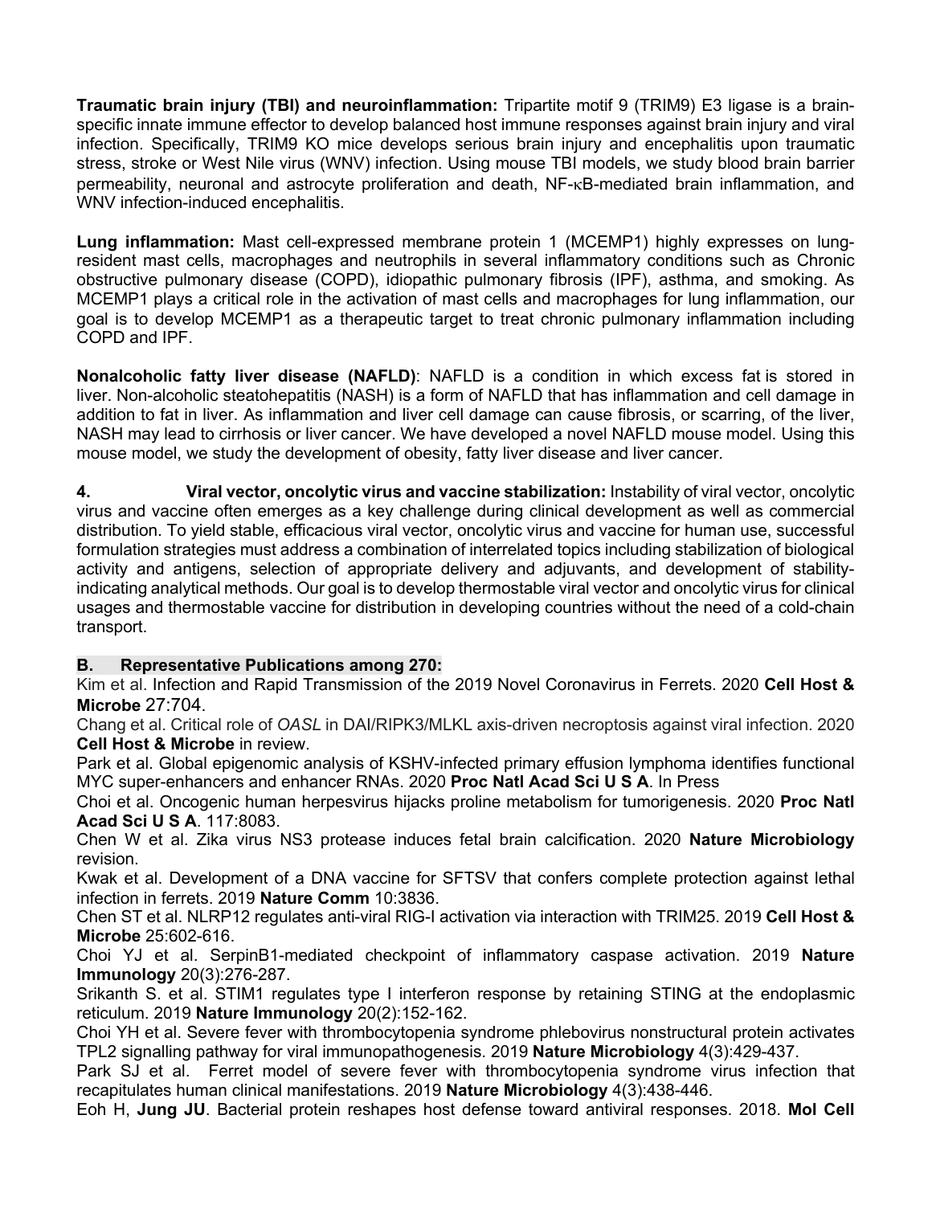**Traumatic brain injury (TBI) and neuroinflammation:** Tripartite motif 9 (TRIM9) E3 ligase is a brain-specific innate immune effector to develop balanced host immune responses against brain injury and viral infection. Specifically, TRIM9 KO mice develops serious brain injury and encephalitis upon traumatic stress, stroke or West Nile virus (WNV) infection. Using mouse TBI models, we study blood brain barrier permeability, neuronal and astrocyte proliferation and death, NF-κB-mediated brain inflammation, and WNV infection-induced encephalitis.

**Lung inflammation:** Mast cell-expressed membrane protein 1 (MCEMP1) highly expresses on lung-resident mast cells, macrophages and neutrophils in several inflammatory conditions such as Chronic obstructive pulmonary disease (COPD), idiopathic pulmonary fibrosis (IPF), asthma, and smoking. As MCEMP1 plays a critical role in the activation of mast cells and macrophages for lung inflammation, our goal is to develop MCEMP1 as a therapeutic target to treat chronic pulmonary inflammation including COPD and IPF.

**Nonalcoholic fatty liver disease (NAFLD)**: NAFLD is a condition in which excess fat is stored in liver. Non-alcoholic steatohepatitis (NASH) is a form of NAFLD that has inflammation and cell damage in addition to fat in liver. As inflammation and liver cell damage can cause fibrosis, or scarring, of the liver, NASH may lead to cirrhosis or liver cancer. We have developed a novel NAFLD mouse model. Using this mouse model, we study the development of obesity, fatty liver disease and liver cancer.

**4. Viral vector, oncolytic virus and vaccine stabilization:** Instability of viral vector, oncolytic virus and vaccine often emerges as a key challenge during clinical development as well as commercial distribution. To yield stable, efficacious viral vector, oncolytic virus and vaccine for human use, successful formulation strategies must address a combination of interrelated topics including stabilization of biological activity and antigens, selection of appropriate delivery and adjuvants, and development of stability-indicating analytical methods. Our goal is to develop thermostable viral vector and oncolytic virus for clinical usages and thermostable vaccine for distribution in developing countries without the need of a cold-chain transport.

## B. Representative Publications among 270:

Kim et al. Infection and Rapid Transmission of the 2019 Novel Coronavirus in Ferrets. 2020 **Cell Host & Microbe** 27:704.

Chang et al. Critical role of *OASL* in DAI/RIPK3/MLKL axis-driven necroptosis against viral infection. 2020 **Cell Host & Microbe** in review.

Park et al. Global epigenomic analysis of KSHV-infected primary effusion lymphoma identifies functional MYC super-enhancers and enhancer RNAs. 2020 **Proc Natl Acad Sci U S A**. In Press

Choi et al. Oncogenic human herpesvirus hijacks proline metabolism for tumorigenesis. 2020 **Proc Natl Acad Sci U S A**. 117:8083.

Chen W et al. Zika virus NS3 protease induces fetal brain calcification. 2020 **Nature Microbiology** revision.

Kwak et al. Development of a DNA vaccine for SFTSV that confers complete protection against lethal infection in ferrets. 2019 **Nature Comm** 10:3836.

Chen ST et al. NLRP12 regulates anti-viral RIG-I activation via interaction with TRIM25. 2019 **Cell Host & Microbe** 25:602-616.

Choi YJ et al. SerpinB1-mediated checkpoint of inflammatory caspase activation. 2019 **Nature Immunology** 20(3):276-287.

Srikanth S. et al. STIM1 regulates type I interferon response by retaining STING at the endoplasmic reticulum. 2019 **Nature Immunology** 20(2):152-162.

Choi YH et al. Severe fever with thrombocytopenia syndrome phlebovirus nonstructural protein activates TPL2 signalling pathway for viral immunopathogenesis. 2019 **Nature Microbiology** 4(3):429-437.

Park SJ et al. Ferret model of severe fever with thrombocytopenia syndrome virus infection that recapitulates human clinical manifestations. 2019 **Nature Microbiology** 4(3):438-446.

Eoh H, **Jung JU**. Bacterial protein reshapes host defense toward antiviral responses. 2018. **Mol Cell**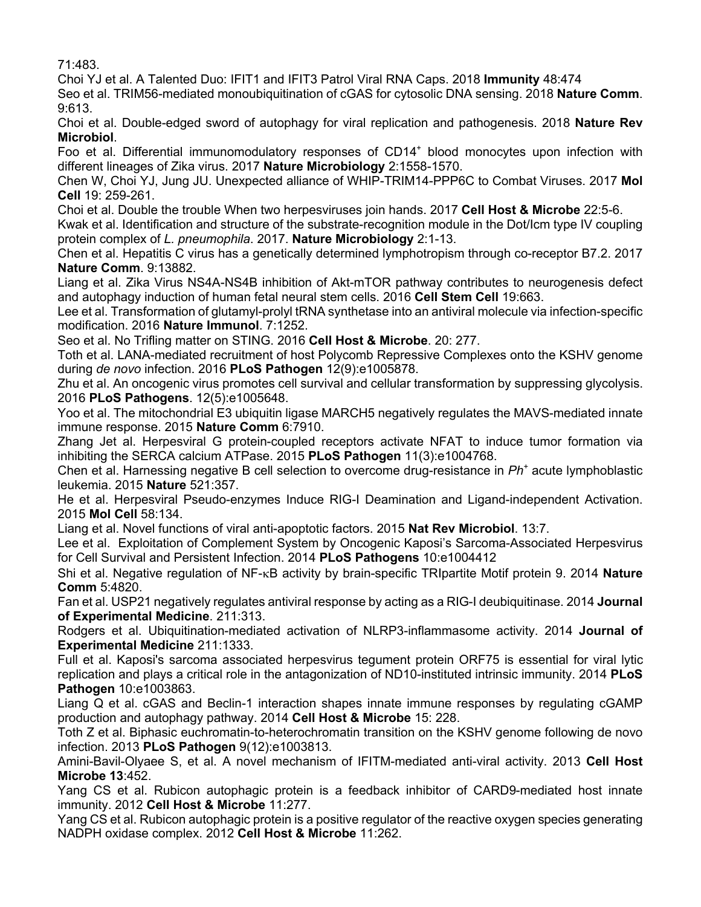71:483.

Choi YJ et al. A Talented Duo: IFIT1 and IFIT3 Patrol Viral RNA Caps. 2018 **Immunity** 48:474

Seo et al. TRIM56-mediated monoubiquitination of cGAS for cytosolic DNA sensing. 2018 **Nature Comm**. 9:613.

Choi et al. Double-edged sword of autophagy for viral replication and pathogenesis. 2018 **Nature Rev Microbiol**.

Foo et al. Differential immunomodulatory responses of CD14$^+$ blood monocytes upon infection with different lineages of Zika virus. 2017 **Nature Microbiology** 2:1558-1570.

Chen W, Choi YJ, Jung JU. Unexpected alliance of WHIP-TRIM14-PPP6C to Combat Viruses. 2017 **Mol Cell** 19: 259-261.

Choi et al. Double the trouble When two herpesviruses join hands. 2017 **Cell Host & Microbe** 22:5-6.

Kwak et al. Identification and structure of the substrate-recognition module in the Dot/Icm type IV coupling protein complex of *L. pneumophila*. 2017. **Nature Microbiology** 2:1-13.

Chen et al. Hepatitis C virus has a genetically determined lymphotropism through co-receptor B7.2. 2017 **Nature Comm**. 9:13882.

Liang et al. Zika Virus NS4A-NS4B inhibition of Akt-mTOR pathway contributes to neurogenesis defect and autophagy induction of human fetal neural stem cells. 2016 **Cell Stem Cell** 19:663.

Lee et al. Transformation of glutamyl-prolyl tRNA synthetase into an antiviral molecule via infection-specific modification. 2016 **Nature Immunol**. 7:1252.

Seo et al. No Trifling matter on STING. 2016 **Cell Host & Microbe**. 20: 277.

Toth et al. LANA-mediated recruitment of host Polycomb Repressive Complexes onto the KSHV genome during *de novo* infection. 2016 **PLoS Pathogen** 12(9):e1005878.

Zhu et al. An oncogenic virus promotes cell survival and cellular transformation by suppressing glycolysis. 2016 **PLoS Pathogens**. 12(5):e1005648.

Yoo et al. The mitochondrial E3 ubiquitin ligase MARCH5 negatively regulates the MAVS-mediated innate immune response. 2015 **Nature Comm** 6:7910.

Zhang Jet al. Herpesviral G protein-coupled receptors activate NFAT to induce tumor formation via inhibiting the SERCA calcium ATPase. 2015 **PLoS Pathogen** 11(3):e1004768.

Chen et al. Harnessing negative B cell selection to overcome drug-resistance in *Ph*$^+$ acute lymphoblastic leukemia. 2015 **Nature** 521:357.

He et al. Herpesviral Pseudo-enzymes Induce RIG-I Deamination and Ligand-independent Activation. 2015 **Mol Cell** 58:134.

Liang et al. Novel functions of viral anti-apoptotic factors. 2015 **Nat Rev Microbiol**. 13:7.

Lee et al. Exploitation of Complement System by Oncogenic Kaposi's Sarcoma-Associated Herpesvirus for Cell Survival and Persistent Infection. 2014 **PLoS Pathogens** 10:e1004412

Shi et al. Negative regulation of NF-$\kappa$B activity by brain-specific TRIpartite Motif protein 9. 2014 **Nature Comm** 5:4820.

Fan et al. USP21 negatively regulates antiviral response by acting as a RIG-I deubiquitinase. 2014 **Journal of Experimental Medicine**. 211:313.

Rodgers et al. Ubiquitination-mediated activation of NLRP3-inflammasome activity. 2014 **Journal of Experimental Medicine** 211:1333.

Full et al. Kaposi's sarcoma associated herpesvirus tegument protein ORF75 is essential for viral lytic replication and plays a critical role in the antagonization of ND10-instituted intrinsic immunity. 2014 **PLoS Pathogen** 10:e1003863.

Liang Q et al. cGAS and Beclin-1 interaction shapes innate immune responses by regulating cGAMP production and autophagy pathway. 2014 **Cell Host & Microbe** 15: 228.

Toth Z et al. Biphasic euchromatin-to-heterochromatin transition on the KSHV genome following de novo infection. 2013 **PLoS Pathogen** 9(12):e1003813.

Amini-Bavil-Olyaee S, et al. A novel mechanism of IFITM-mediated anti-viral activity. 2013 **Cell Host Microbe 13**:452.

Yang CS et al. Rubicon autophagic protein is a feedback inhibitor of CARD9-mediated host innate immunity. 2012 **Cell Host & Microbe** 11:277.

Yang CS et al. Rubicon autophagic protein is a positive regulator of the reactive oxygen species generating NADPH oxidase complex. 2012 **Cell Host & Microbe** 11:262.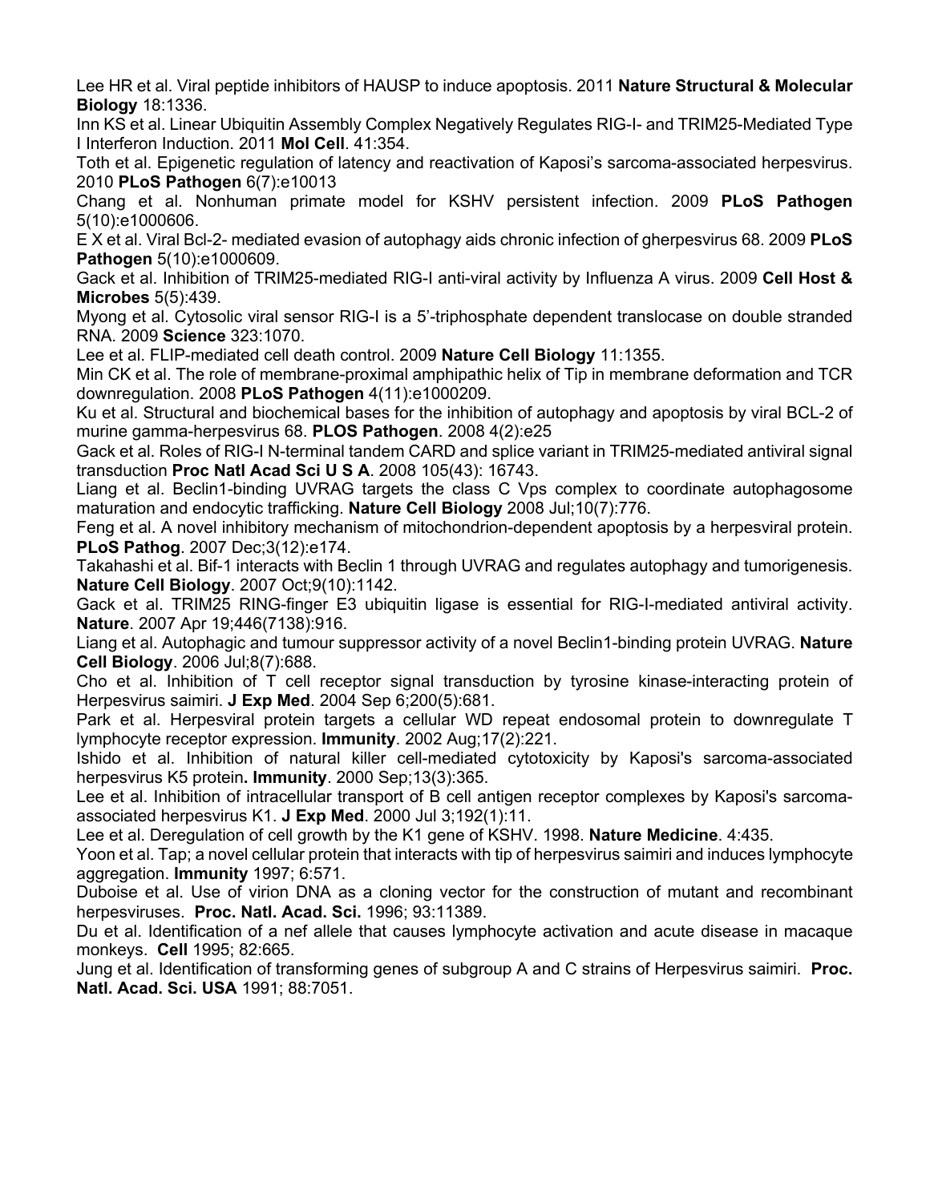Lee HR et al. Viral peptide inhibitors of HAUSP to induce apoptosis. 2011 **Nature Structural & Molecular Biology** 18:1336.

Inn KS et al. Linear Ubiquitin Assembly Complex Negatively Regulates RIG-I- and TRIM25-Mediated Type I Interferon Induction. 2011 **Mol Cell**. 41:354.

Toth et al. Epigenetic regulation of latency and reactivation of Kaposi's sarcoma-associated herpesvirus. 2010 **PLoS Pathogen** 6(7):e10013

Chang et al. Nonhuman primate model for KSHV persistent infection. 2009 **PLoS Pathogen** 5(10):e1000606.

E X et al. Viral Bcl-2- mediated evasion of autophagy aids chronic infection of gherpesvirus 68. 2009 **PLoS Pathogen** 5(10):e1000609.

Gack et al. Inhibition of TRIM25-mediated RIG-I anti-viral activity by Influenza A virus. 2009 **Cell Host & Microbes** 5(5):439.

Myong et al. Cytosolic viral sensor RIG-I is a 5'-triphosphate dependent translocase on double stranded RNA. 2009 **Science** 323:1070.

Lee et al. FLIP-mediated cell death control. 2009 **Nature Cell Biology** 11:1355.

Min CK et al. The role of membrane-proximal amphipathic helix of Tip in membrane deformation and TCR downregulation. 2008 **PLoS Pathogen** 4(11):e1000209.

Ku et al. Structural and biochemical bases for the inhibition of autophagy and apoptosis by viral BCL-2 of murine gamma-herpesvirus 68. **PLOS Pathogen**. 2008 4(2):e25

Gack et al. Roles of RIG-I N-terminal tandem CARD and splice variant in TRIM25-mediated antiviral signal transduction **Proc Natl Acad Sci U S A**. 2008 105(43): 16743.

Liang et al. Beclin1-binding UVRAG targets the class C Vps complex to coordinate autophagosome maturation and endocytic trafficking. **Nature Cell Biology** 2008 Jul;10(7):776.

Feng et al. A novel inhibitory mechanism of mitochondrion-dependent apoptosis by a herpesviral protein. **PLoS Pathog**. 2007 Dec;3(12):e174.

Takahashi et al. Bif-1 interacts with Beclin 1 through UVRAG and regulates autophagy and tumorigenesis. **Nature Cell Biology**. 2007 Oct;9(10):1142.

Gack et al. TRIM25 RING-finger E3 ubiquitin ligase is essential for RIG-I-mediated antiviral activity. **Nature**. 2007 Apr 19;446(7138):916.

Liang et al. Autophagic and tumour suppressor activity of a novel Beclin1-binding protein UVRAG. **Nature Cell Biology**. 2006 Jul;8(7):688.

Cho et al. Inhibition of T cell receptor signal transduction by tyrosine kinase-interacting protein of Herpesvirus saimiri. **J Exp Med**. 2004 Sep 6;200(5):681.

Park et al. Herpesviral protein targets a cellular WD repeat endosomal protein to downregulate T lymphocyte receptor expression. **Immunity**. 2002 Aug;17(2):221.

Ishido et al. Inhibition of natural killer cell-mediated cytotoxicity by Kaposi's sarcoma-associated herpesvirus K5 protein**. Immunity**. 2000 Sep;13(3):365.

Lee et al. Inhibition of intracellular transport of B cell antigen receptor complexes by Kaposi's sarcoma-associated herpesvirus K1. **J Exp Med**. 2000 Jul 3;192(1):11.

Lee et al. Deregulation of cell growth by the K1 gene of KSHV. 1998. **Nature Medicine**. 4:435.

Yoon et al. Tap; a novel cellular protein that interacts with tip of herpesvirus saimiri and induces lymphocyte aggregation. **Immunity** 1997; 6:571.

Duboise et al. Use of virion DNA as a cloning vector for the construction of mutant and recombinant herpesviruses. **Proc. Natl. Acad. Sci.** 1996; 93:11389.

Du et al. Identification of a nef allele that causes lymphocyte activation and acute disease in macaque monkeys. **Cell** 1995; 82:665.

Jung et al. Identification of transforming genes of subgroup A and C strains of Herpesvirus saimiri. **Proc. Natl. Acad. Sci. USA** 1991; 88:7051.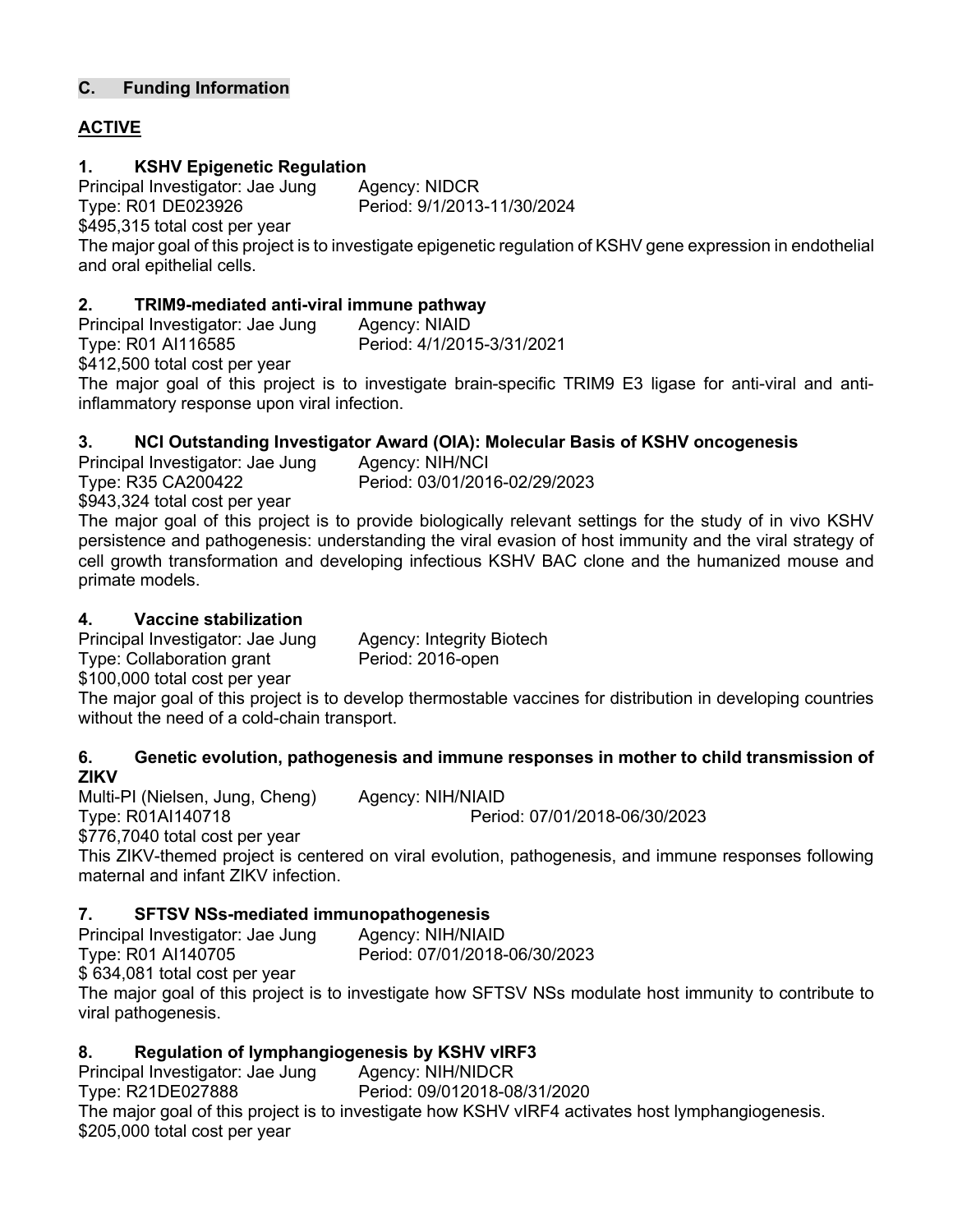## C. Funding Information

### ACTIVE

**1. KSHV Epigenetic Regulation**

Principal Investigator: Jae Jung    Agency: NIDCR
Type: R01 DE023926    Period: 9/1/2013-11/30/2024
$495,315 total cost per year

The major goal of this project is to investigate epigenetic regulation of KSHV gene expression in endothelial and oral epithelial cells.

**2. TRIM9-mediated anti-viral immune pathway**

Principal Investigator: Jae Jung    Agency: NIAID
Type: R01 AI116585    Period: 4/1/2015-3/31/2021
$412,500 total cost per year

The major goal of this project is to investigate brain-specific TRIM9 E3 ligase for anti-viral and anti-inflammatory response upon viral infection.

**3. NCI Outstanding Investigator Award (OIA): Molecular Basis of KSHV oncogenesis**

Principal Investigator: Jae Jung    Agency: NIH/NCI
Type: R35 CA200422    Period: 03/01/2016-02/29/2023
$943,324 total cost per year

The major goal of this project is to provide biologically relevant settings for the study of in vivo KSHV persistence and pathogenesis: understanding the viral evasion of host immunity and the viral strategy of cell growth transformation and developing infectious KSHV BAC clone and the humanized mouse and primate models.

**4. Vaccine stabilization**

Principal Investigator: Jae Jung    Agency: Integrity Biotech
Type: Collaboration grant    Period: 2016-open
$100,000 total cost per year

The major goal of this project is to develop thermostable vaccines for distribution in developing countries without the need of a cold-chain transport.

**6. Genetic evolution, pathogenesis and immune responses in mother to child transmission of ZIKV**

Multi-PI (Nielsen, Jung, Cheng)    Agency: NIH/NIAID
Type: R01AI140718    Period: 07/01/2018-06/30/2023
$776,7040 total cost per year

This ZIKV-themed project is centered on viral evolution, pathogenesis, and immune responses following maternal and infant ZIKV infection.

**7. SFTSV NSs-mediated immunopathogenesis**

Principal Investigator: Jae Jung    Agency: NIH/NIAID
Type: R01 AI140705    Period: 07/01/2018-06/30/2023
$ 634,081 total cost per year

The major goal of this project is to investigate how SFTSV NSs modulate host immunity to contribute to viral pathogenesis.

**8. Regulation of lymphangiogenesis by KSHV vIRF3**

Principal Investigator: Jae Jung    Agency: NIH/NIDCR
Type: R21DE027888    Period: 09/012018-08/31/2020

The major goal of this project is to investigate how KSHV vIRF4 activates host lymphangiogenesis.
$205,000 total cost per year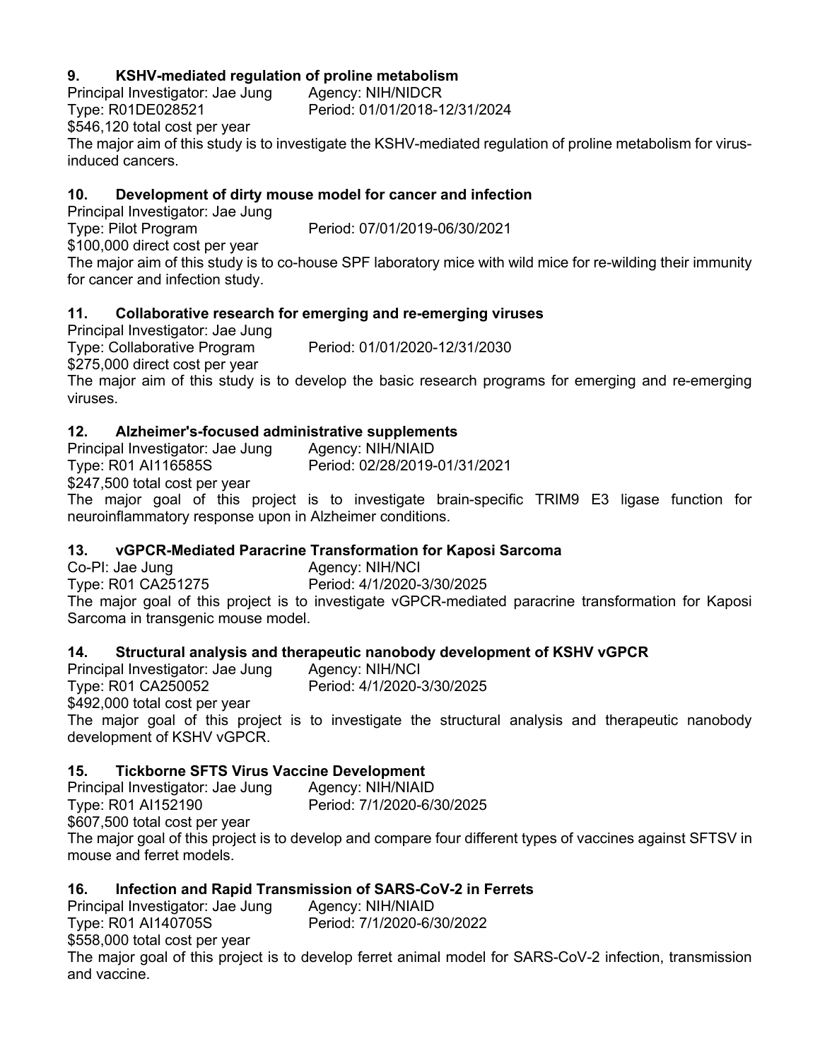### 9. KSHV-mediated regulation of proline metabolism

Principal Investigator: Jae Jung Agency: NIH/NIDCR
Type: R01DE028521 Period: 01/01/2018-12/31/2024
$546,120 total cost per year
The major aim of this study is to investigate the KSHV-mediated regulation of proline metabolism for virus-induced cancers.

### 10. Development of dirty mouse model for cancer and infection

Principal Investigator: Jae Jung
Type: Pilot Program Period: 07/01/2019-06/30/2021
$100,000 direct cost per year
The major aim of this study is to co-house SPF laboratory mice with wild mice for re-wilding their immunity for cancer and infection study.

### 11. Collaborative research for emerging and re-emerging viruses

Principal Investigator: Jae Jung
Type: Collaborative Program Period: 01/01/2020-12/31/2030
$275,000 direct cost per year
The major aim of this study is to develop the basic research programs for emerging and re-emerging viruses.

### 12. Alzheimer's-focused administrative supplements

Principal Investigator: Jae Jung Agency: NIH/NIAID
Type: R01 AI116585S Period: 02/28/2019-01/31/2021
$247,500 total cost per year
The major goal of this project is to investigate brain-specific TRIM9 E3 ligase function for neuroinflammatory response upon in Alzheimer conditions.

### 13. vGPCR-Mediated Paracrine Transformation for Kaposi Sarcoma

Co-PI: Jae Jung Agency: NIH/NCI
Type: R01 CA251275 Period: 4/1/2020-3/30/2025
The major goal of this project is to investigate vGPCR-mediated paracrine transformation for Kaposi Sarcoma in transgenic mouse model.

### 14. Structural analysis and therapeutic nanobody development of KSHV vGPCR

Principal Investigator: Jae Jung Agency: NIH/NCI
Type: R01 CA250052 Period: 4/1/2020-3/30/2025
$492,000 total cost per year
The major goal of this project is to investigate the structural analysis and therapeutic nanobody development of KSHV vGPCR.

### 15. Tickborne SFTS Virus Vaccine Development

Principal Investigator: Jae Jung Agency: NIH/NIAID
Type: R01 AI152190 Period: 7/1/2020-6/30/2025
$607,500 total cost per year
The major goal of this project is to develop and compare four different types of vaccines against SFTSV in mouse and ferret models.

### 16. Infection and Rapid Transmission of SARS-CoV-2 in Ferrets

Principal Investigator: Jae Jung Agency: NIH/NIAID
Type: R01 AI140705S Period: 7/1/2020-6/30/2022
$558,000 total cost per year
The major goal of this project is to develop ferret animal model for SARS-CoV-2 infection, transmission and vaccine.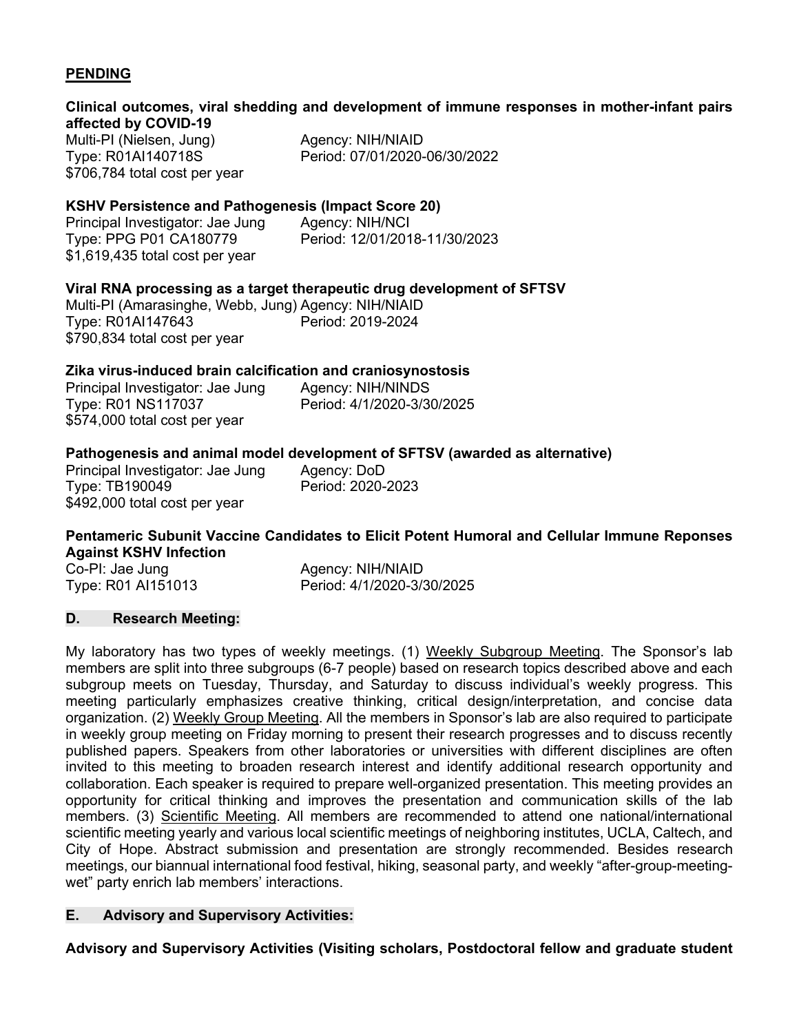**PENDING**

**Clinical outcomes, viral shedding and development of immune responses in mother-infant pairs affected by COVID-19**

Multi-PI (Nielsen, Jung) Agency: NIH/NIAID
Type: R01AI140718S Period: 07/01/2020-06/30/2022
$706,784 total cost per year

**KSHV Persistence and Pathogenesis (Impact Score 20)**

Principal Investigator: Jae Jung Agency: NIH/NCI
Type: PPG P01 CA180779 Period: 12/01/2018-11/30/2023
$1,619,435 total cost per year

**Viral RNA processing as a target therapeutic drug development of SFTSV**

Multi-PI (Amarasinghe, Webb, Jung) Agency: NIH/NIAID
Type: R01AI147643 Period: 2019-2024
$790,834 total cost per year

**Zika virus-induced brain calcification and craniosynostosis**

Principal Investigator: Jae Jung Agency: NIH/NINDS
Type: R01 NS117037 Period: 4/1/2020-3/30/2025
$574,000 total cost per year

**Pathogenesis and animal model development of SFTSV (awarded as alternative)**

Principal Investigator: Jae Jung Agency: DoD
Type: TB190049 Period: 2020-2023
$492,000 total cost per year

**Pentameric Subunit Vaccine Candidates to Elicit Potent Humoral and Cellular Immune Reponses Against KSHV Infection**

Co-PI: Jae Jung Agency: NIH/NIAID
Type: R01 AI151013 Period: 4/1/2020-3/30/2025

## D. Research Meeting:

My laboratory has two types of weekly meetings. (1) Weekly Subgroup Meeting. The Sponsor's lab members are split into three subgroups (6-7 people) based on research topics described above and each subgroup meets on Tuesday, Thursday, and Saturday to discuss individual's weekly progress. This meeting particularly emphasizes creative thinking, critical design/interpretation, and concise data organization. (2) Weekly Group Meeting. All the members in Sponsor's lab are also required to participate in weekly group meeting on Friday morning to present their research progresses and to discuss recently published papers. Speakers from other laboratories or universities with different disciplines are often invited to this meeting to broaden research interest and identify additional research opportunity and collaboration. Each speaker is required to prepare well-organized presentation. This meeting provides an opportunity for critical thinking and improves the presentation and communication skills of the lab members. (3) Scientific Meeting. All members are recommended to attend one national/international scientific meeting yearly and various local scientific meetings of neighboring institutes, UCLA, Caltech, and City of Hope. Abstract submission and presentation are strongly recommended. Besides research meetings, our biannual international food festival, hiking, seasonal party, and weekly "after-group-meeting-wet" party enrich lab members' interactions.

## E. Advisory and Supervisory Activities:

**Advisory and Supervisory Activities (Visiting scholars, Postdoctoral fellow and graduate student**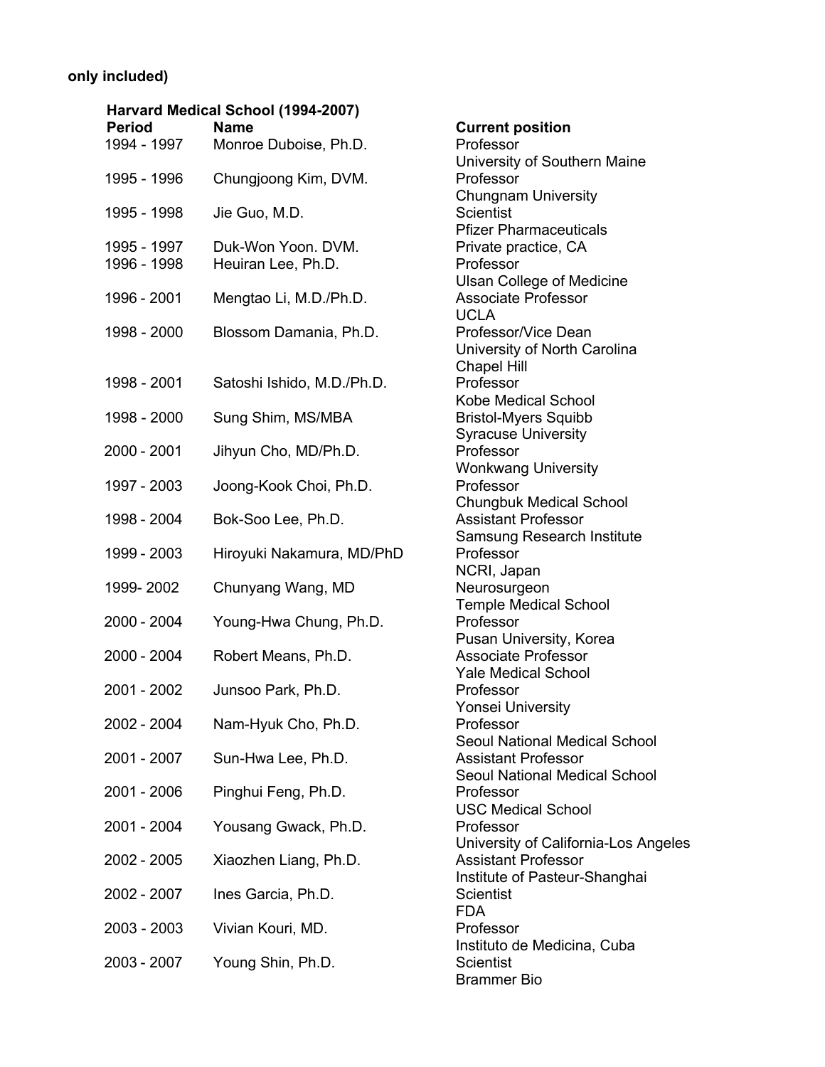**only included)**

**Harvard Medical School (1994-2007)**

| Period | Name | Current position |
|---|---|---|
| 1994 - 1997 | Monroe Duboise, Ph.D. | Professor<br>University of Southern Maine |
| 1995 - 1996 | Chungjoong Kim, DVM. | Professor<br>Chungnam University |
| 1995 - 1998 | Jie Guo, M.D. | Scientist<br>Pfizer Pharmaceuticals |
| 1995 - 1997 | Duk-Won Yoon. DVM. | Private practice, CA |
| 1996 - 1998 | Heuiran Lee, Ph.D. | Professor<br>Ulsan College of Medicine |
| 1996 - 2001 | Mengtao Li, M.D./Ph.D. | Associate Professor<br>UCLA |
| 1998 - 2000 | Blossom Damania, Ph.D. | Professor/Vice Dean<br>University of North Carolina<br>Chapel Hill |
| 1998 - 2001 | Satoshi Ishido, M.D./Ph.D. | Professor<br>Kobe Medical School |
| 1998 - 2000 | Sung Shim, MS/MBA | Bristol-Myers Squibb<br>Syracuse University |
| 2000 - 2001 | Jihyun Cho, MD/Ph.D. | Professor<br>Wonkwang University |
| 1997 - 2003 | Joong-Kook Choi, Ph.D. | Professor<br>Chungbuk Medical School |
| 1998 - 2004 | Bok-Soo Lee, Ph.D. | Assistant Professor<br>Samsung Research Institute |
| 1999 - 2003 | Hiroyuki Nakamura, MD/PhD | Professor<br>NCRI, Japan |
| 1999- 2002 | Chunyang Wang, MD | Neurosurgeon<br>Temple Medical School |
| 2000 - 2004 | Young-Hwa Chung, Ph.D. | Professor<br>Pusan University, Korea |
| 2000 - 2004 | Robert Means, Ph.D. | Associate Professor<br>Yale Medical School |
| 2001 - 2002 | Junsoo Park, Ph.D. | Professor<br>Yonsei University |
| 2002 - 2004 | Nam-Hyuk Cho, Ph.D. | Professor<br>Seoul National Medical School |
| 2001 - 2007 | Sun-Hwa Lee, Ph.D. | Assistant Professor<br>Seoul National Medical School |
| 2001 - 2006 | Pinghui Feng, Ph.D. | Professor<br>USC Medical School |
| 2001 - 2004 | Yousang Gwack, Ph.D. | Professor<br>University of California-Los Angeles |
| 2002 - 2005 | Xiaozhen Liang, Ph.D. | Assistant Professor<br>Institute of Pasteur-Shanghai |
| 2002 - 2007 | Ines Garcia, Ph.D. | Scientist<br>FDA |
| 2003 - 2003 | Vivian Kouri, MD. | Professor<br>Instituto de Medicina, Cuba |
| 2003 - 2007 | Young Shin, Ph.D. | Scientist<br>Brammer Bio |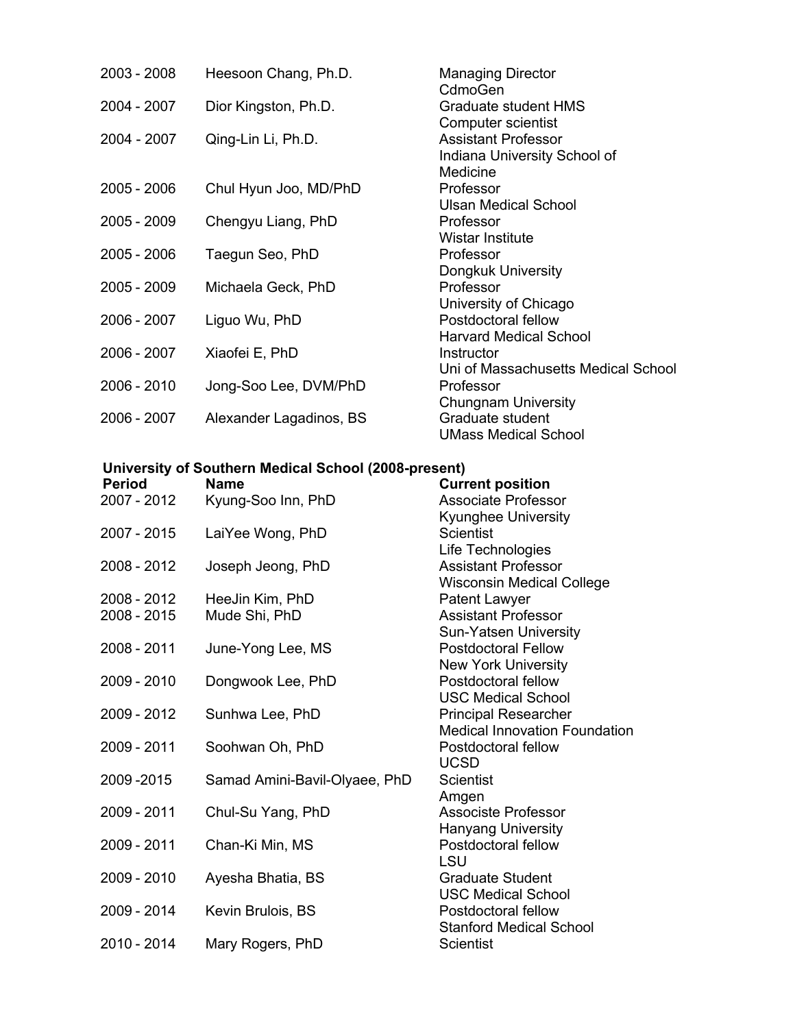| | | |
|---|---|---|
| 2003 - 2008 | Heesoon Chang, Ph.D. | Managing Director<br>CdmoGen |
| 2004 - 2007 | Dior Kingston, Ph.D. | Graduate student HMS<br>Computer scientist |
| 2004 - 2007 | Qing-Lin Li, Ph.D. | Assistant Professor<br>Indiana University School of Medicine |
| 2005 - 2006 | Chul Hyun Joo, MD/PhD | Professor<br>Ulsan Medical School |
| 2005 - 2009 | Chengyu Liang, PhD | Professor<br>Wistar Institute |
| 2005 - 2006 | Taegun Seo, PhD | Professor<br>Dongkuk University |
| 2005 - 2009 | Michaela Geck, PhD | Professor<br>University of Chicago |
| 2006 - 2007 | Liguo Wu, PhD | Postdoctoral fellow<br>Harvard Medical School |
| 2006 - 2007 | Xiaofei E, PhD | Instructor<br>Uni of Massachusetts Medical School |
| 2006 - 2010 | Jong-Soo Lee, DVM/PhD | Professor<br>Chungnam University |
| 2006 - 2007 | Alexander Lagadinos, BS | Graduate student<br>UMass Medical School |

**University of Southern Medical School (2008-present)**

| Period | Name | Current position |
|---|---|---|
| 2007 - 2012 | Kyung-Soo Inn, PhD | Associate Professor<br>Kyunghee University |
| 2007 - 2015 | LaiYee Wong, PhD | Scientist<br>Life Technologies |
| 2008 - 2012 | Joseph Jeong, PhD | Assistant Professor<br>Wisconsin Medical College |
| 2008 - 2012 | HeeJin Kim, PhD | Patent Lawyer |
| 2008 - 2015 | Mude Shi, PhD | Assistant Professor<br>Sun-Yatsen University |
| 2008 - 2011 | June-Yong Lee, MS | Postdoctoral Fellow<br>New York University |
| 2009 - 2010 | Dongwook Lee, PhD | Postdoctoral fellow<br>USC Medical School |
| 2009 - 2012 | Sunhwa Lee, PhD | Principal Researcher<br>Medical Innovation Foundation |
| 2009 - 2011 | Soohwan Oh, PhD | Postdoctoral fellow<br>UCSD |
| 2009 -2015 | Samad Amini-Bavil-Olyaee, PhD | Scientist<br>Amgen |
| 2009 - 2011 | Chul-Su Yang, PhD | Associste Professor<br>Hanyang University |
| 2009 - 2011 | Chan-Ki Min, MS | Postdoctoral fellow<br>LSU |
| 2009 - 2010 | Ayesha Bhatia, BS | Graduate Student<br>USC Medical School |
| 2009 - 2014 | Kevin Brulois, BS | Postdoctoral fellow<br>Stanford Medical School |
| 2010 - 2014 | Mary Rogers, PhD | Scientist |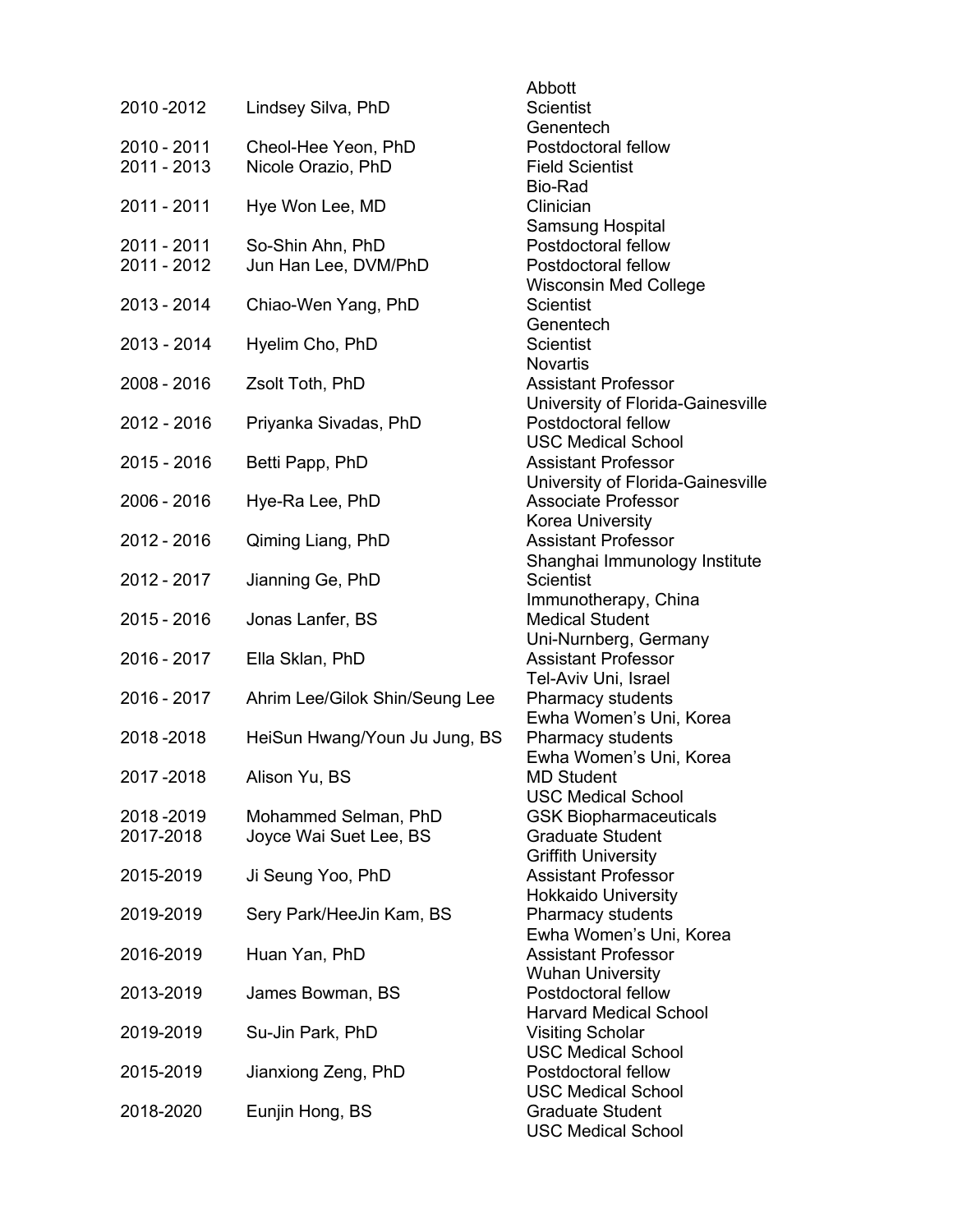| | | |
|---|---|---|
| | | Abbott |
| 2010 -2012 | Lindsey Silva, PhD | Scientist<br>Genentech |
| 2010 - 2011 | Cheol-Hee Yeon, PhD | Postdoctoral fellow |
| 2011 - 2013 | Nicole Orazio, PhD | Field Scientist<br>Bio-Rad |
| 2011 - 2011 | Hye Won Lee, MD | Clinician<br>Samsung Hospital |
| 2011 - 2011 | So-Shin Ahn, PhD | Postdoctoral fellow |
| 2011 - 2012 | Jun Han Lee, DVM/PhD | Postdoctoral fellow<br>Wisconsin Med College |
| 2013 - 2014 | Chiao-Wen Yang, PhD | Scientist<br>Genentech |
| 2013 - 2014 | Hyelim Cho, PhD | Scientist<br>Novartis |
| 2008 - 2016 | Zsolt Toth, PhD | Assistant Professor<br>University of Florida-Gainesville |
| 2012 - 2016 | Priyanka Sivadas, PhD | Postdoctoral fellow<br>USC Medical School |
| 2015 - 2016 | Betti Papp, PhD | Assistant Professor<br>University of Florida-Gainesville |
| 2006 - 2016 | Hye-Ra Lee, PhD | Associate Professor<br>Korea University |
| 2012 - 2016 | Qiming Liang, PhD | Assistant Professor<br>Shanghai Immunology Institute |
| 2012 - 2017 | Jianning Ge, PhD | Scientist<br>Immunotherapy, China |
| 2015 - 2016 | Jonas Lanfer, BS | Medical Student<br>Uni-Nurnberg, Germany |
| 2016 - 2017 | Ella Sklan, PhD | Assistant Professor<br>Tel-Aviv Uni, Israel |
| 2016 - 2017 | Ahrim Lee/Gilok Shin/Seung Lee | Pharmacy students<br>Ewha Women's Uni, Korea |
| 2018 -2018 | HeiSun Hwang/Youn Ju Jung, BS | Pharmacy students<br>Ewha Women's Uni, Korea |
| 2017 -2018 | Alison Yu, BS | MD Student<br>USC Medical School |
| 2018 -2019 | Mohammed Selman, PhD | GSK Biopharmaceuticals |
| 2017-2018 | Joyce Wai Suet Lee, BS | Graduate Student<br>Griffith University |
| 2015-2019 | Ji Seung Yoo, PhD | Assistant Professor<br>Hokkaido University |
| 2019-2019 | Sery Park/HeeJin Kam, BS | Pharmacy students<br>Ewha Women's Uni, Korea |
| 2016-2019 | Huan Yan, PhD | Assistant Professor<br>Wuhan University |
| 2013-2019 | James Bowman, BS | Postdoctoral fellow<br>Harvard Medical School |
| 2019-2019 | Su-Jin Park, PhD | Visiting Scholar<br>USC Medical School |
| 2015-2019 | Jianxiong Zeng, PhD | Postdoctoral fellow<br>USC Medical School |
| 2018-2020 | Eunjin Hong, BS | Graduate Student<br>USC Medical School |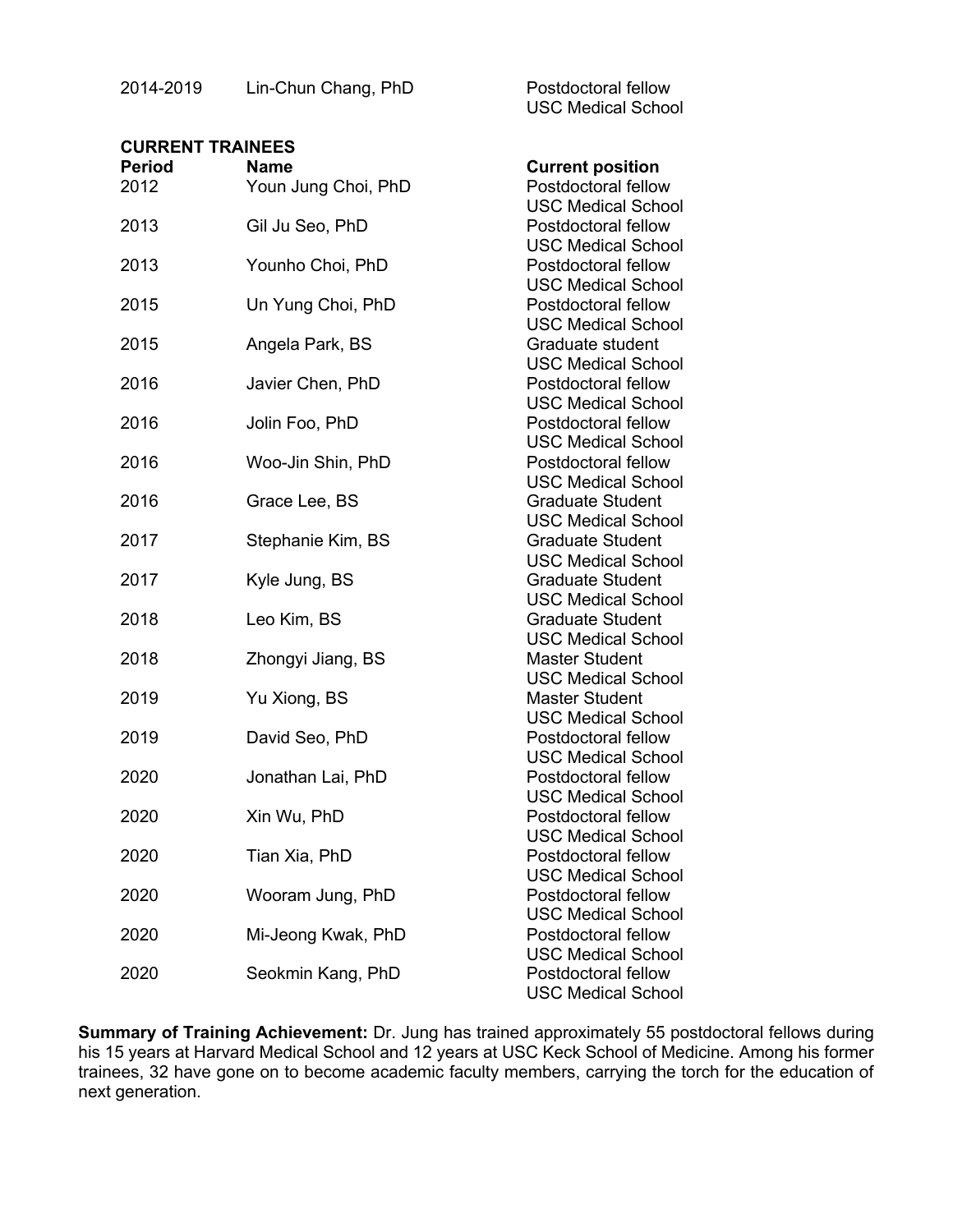| | | |
|---|---|---|
| 2014-2019 | Lin-Chun Chang, PhD | Postdoctoral fellow USC Medical School |

**CURRENT TRAINEES**

| **Period** | **Name** | **Current position** |
|---|---|---|
| 2012 | Youn Jung Choi, PhD | Postdoctoral fellow USC Medical School |
| 2013 | Gil Ju Seo, PhD | Postdoctoral fellow USC Medical School |
| 2013 | Younho Choi, PhD | Postdoctoral fellow USC Medical School |
| 2015 | Un Yung Choi, PhD | Postdoctoral fellow USC Medical School |
| 2015 | Angela Park, BS | Graduate student USC Medical School |
| 2016 | Javier Chen, PhD | Postdoctoral fellow USC Medical School |
| 2016 | Jolin Foo, PhD | Postdoctoral fellow USC Medical School |
| 2016 | Woo-Jin Shin, PhD | Postdoctoral fellow USC Medical School |
| 2016 | Grace Lee, BS | Graduate Student USC Medical School |
| 2017 | Stephanie Kim, BS | Graduate Student USC Medical School |
| 2017 | Kyle Jung, BS | Graduate Student USC Medical School |
| 2018 | Leo Kim, BS | Graduate Student USC Medical School |
| 2018 | Zhongyi Jiang, BS | Master Student USC Medical School |
| 2019 | Yu Xiong, BS | Master Student USC Medical School |
| 2019 | David Seo, PhD | Postdoctoral fellow USC Medical School |
| 2020 | Jonathan Lai, PhD | Postdoctoral fellow USC Medical School |
| 2020 | Xin Wu, PhD | Postdoctoral fellow USC Medical School |
| 2020 | Tian Xia, PhD | Postdoctoral fellow USC Medical School |
| 2020 | Wooram Jung, PhD | Postdoctoral fellow USC Medical School |
| 2020 | Mi-Jeong Kwak, PhD | Postdoctoral fellow USC Medical School |
| 2020 | Seokmin Kang, PhD | Postdoctoral fellow USC Medical School |

**Summary of Training Achievement:** Dr. Jung has trained approximately 55 postdoctoral fellows during his 15 years at Harvard Medical School and 12 years at USC Keck School of Medicine. Among his former trainees, 32 have gone on to become academic faculty members, carrying the torch for the education of next generation.